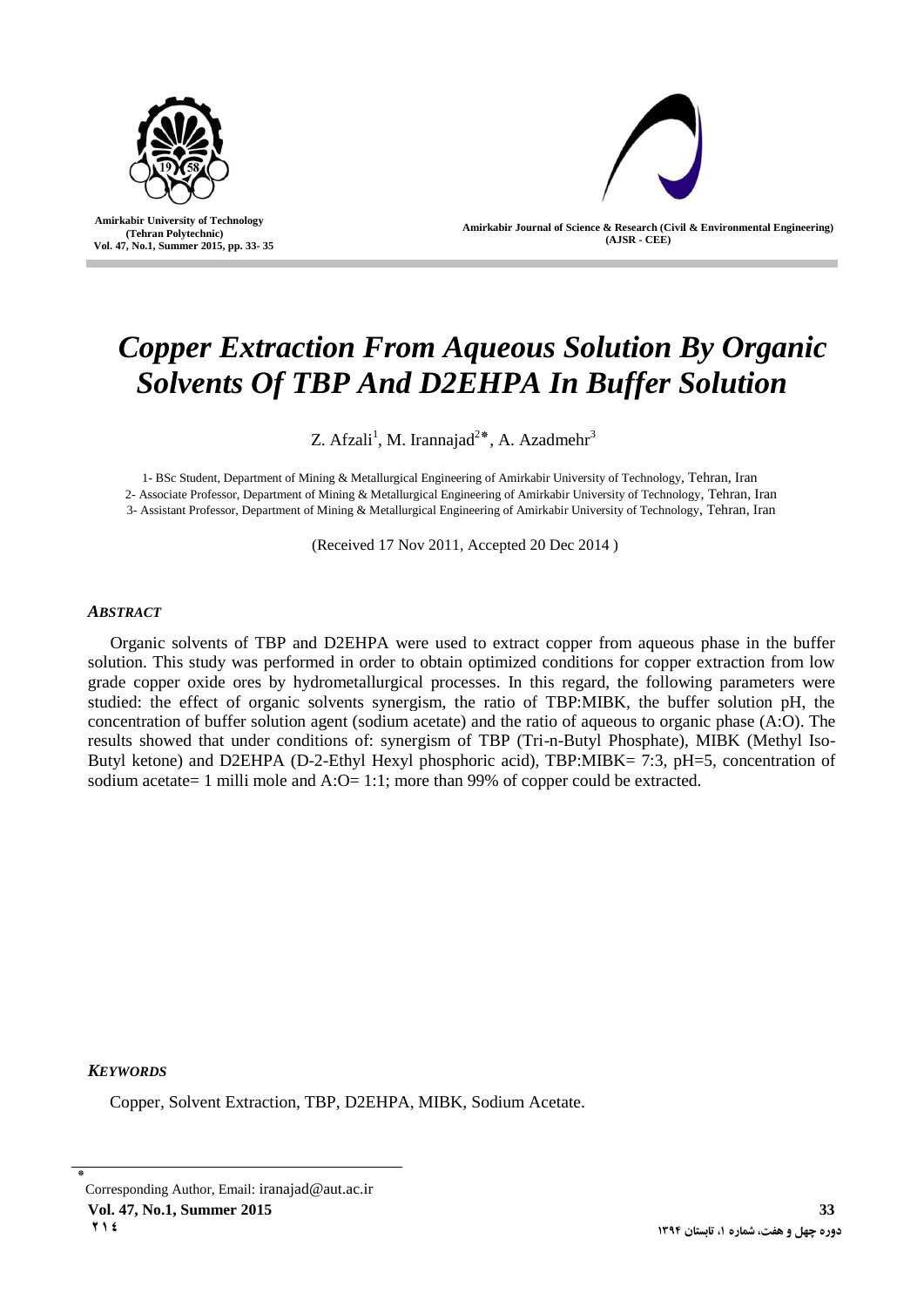# *Copper Extraction From Aqueous Solution By Organic Solvents Of TBP And D2EHPA In Buffer Solution*

Z. Afzali[1], M. Irannajad[2*], A. Azadmehr[3]

1- BSc Student, Department of Mining & Metallurgical Engineering of Amirkabir University of Technology, Tehran, Iran
2- Associate Professor, Department of Mining & Metallurgical Engineering of Amirkabir University of Technology, Tehran, Iran
3- Assistant Professor, Department of Mining & Metallurgical Engineering of Amirkabir University of Technology, Tehran, Iran

(Received 17 Nov 2011, Accepted 20 Dec 2014 )

### *ABSTRACT*

Organic solvents of TBP and D2EHPA were used to extract copper from aqueous phase in the buffer solution. This study was performed in order to obtain optimized conditions for copper extraction from low grade copper oxide ores by hydrometallurgical processes. In this regard, the following parameters were studied: the effect of organic solvents synergism, the ratio of TBP:MIBK, the buffer solution pH, the concentration of buffer solution agent (sodium acetate) and the ratio of aqueous to organic phase (A:O). The results showed that under conditions of: synergism of TBP (Tri-n-Butyl Phosphate), MIBK (Methyl Iso-Butyl ketone) and D2EHPA (D-2-Ethyl Hexyl phosphoric acid), TBP:MIBK= 7:3, pH=5, concentration of sodium acetate= 1 milli mole and A:O= 1:1; more than 99% of copper could be extracted.

### *KEYWORDS*

Copper, Solvent Extraction, TBP, D2EHPA, MIBK, Sodium Acetate.

* Corresponding Author, Email: iranajad@aut.ac.ir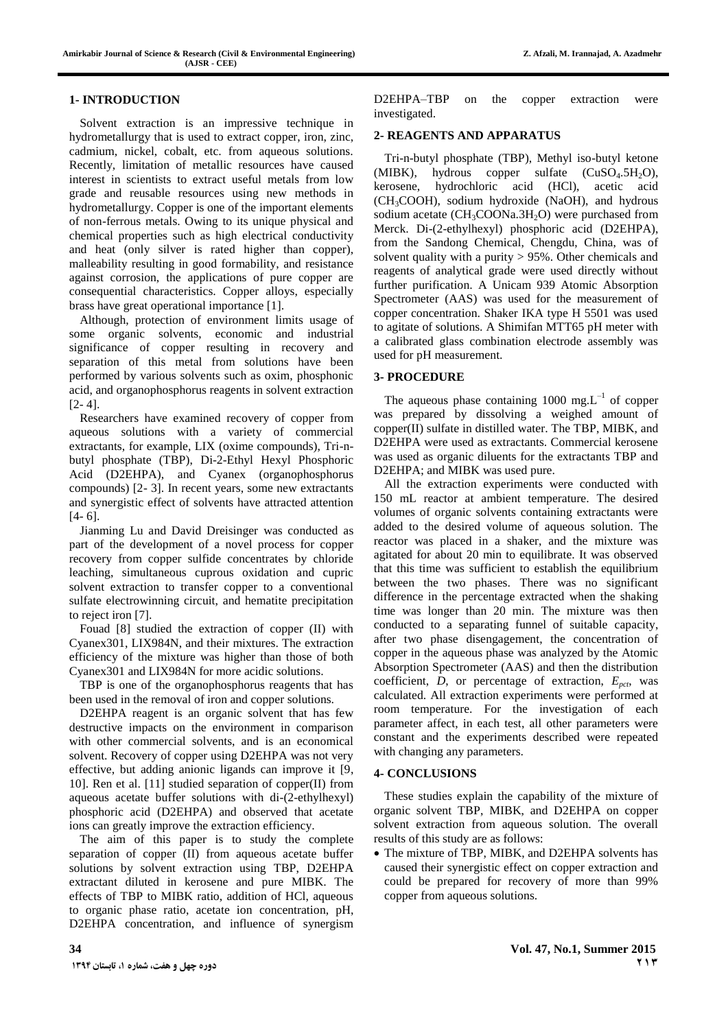## 1- INTRODUCTION

Solvent extraction is an impressive technique in hydrometallurgy that is used to extract copper, iron, zinc, cadmium, nickel, cobalt, etc. from aqueous solutions. Recently, limitation of metallic resources have caused interest in scientists to extract useful metals from low grade and reusable resources using new methods in hydrometallurgy. Copper is one of the important elements of non-ferrous metals. Owing to its unique physical and chemical properties such as high electrical conductivity and heat (only silver is rated higher than copper), malleability resulting in good formability, and resistance against corrosion, the applications of pure copper are consequential characteristics. Copper alloys, especially brass have great operational importance [1].

Although, protection of environment limits usage of some organic solvents, economic and industrial significance of copper resulting in recovery and separation of this metal from solutions have been performed by various solvents such as oxim, phosphonic acid, and organophosphorus reagents in solvent extraction [2- 4].

Researchers have examined recovery of copper from aqueous solutions with a variety of commercial extractants, for example, LIX (oxime compounds), Tri-n-butyl phosphate (TBP), Di-2-Ethyl Hexyl Phosphoric Acid (D2EHPA), and Cyanex (organophosphorus compounds) [2- 3]. In recent years, some new extractants and synergistic effect of solvents have attracted attention [4- 6].

Jianming Lu and David Dreisinger was conducted as part of the development of a novel process for copper recovery from copper sulfide concentrates by chloride leaching, simultaneous cuprous oxidation and cupric solvent extraction to transfer copper to a conventional sulfate electrowinning circuit, and hematite precipitation to reject iron [7].

Fouad [8] studied the extraction of copper (II) with Cyanex301, LIX984N, and their mixtures. The extraction efficiency of the mixture was higher than those of both Cyanex301 and LIX984N for more acidic solutions.

TBP is one of the organophosphorus reagents that has been used in the removal of iron and copper solutions.

D2EHPA reagent is an organic solvent that has few destructive impacts on the environment in comparison with other commercial solvents, and is an economical solvent. Recovery of copper using D2EHPA was not very effective, but adding anionic ligands can improve it [9, 10]. Ren et al. [11] studied separation of copper(II) from aqueous acetate buffer solutions with di-(2-ethylhexyl) phosphoric acid (D2EHPA) and observed that acetate ions can greatly improve the extraction efficiency.

The aim of this paper is to study the complete separation of copper (II) from aqueous acetate buffer solutions by solvent extraction using TBP, D2EHPA extractant diluted in kerosene and pure MIBK. The effects of TBP to MIBK ratio, addition of HCl, aqueous to organic phase ratio, acetate ion concentration, pH, D2EHPA concentration, and influence of synergism D2EHPA–TBP on the copper extraction were investigated.

## 2- REAGENTS AND APPARATUS

Tri-n-butyl phosphate (TBP), Methyl iso-butyl ketone (MIBK), hydrous copper sulfate ($CuSO_4.5H_2O$), kerosene, hydrochloric acid (HCl), acetic acid ($CH_3COOH$), sodium hydroxide (NaOH), and hydrous sodium acetate ($CH_3COONa.3H_2O$) were purchased from Merck. Di-(2-ethylhexyl) phosphoric acid (D2EHPA), from the Sandong Chemical, Chengdu, China, was of solvent quality with a purity > 95%. Other chemicals and reagents of analytical grade were used directly without further purification. A Unicam 939 Atomic Absorption Spectrometer (AAS) was used for the measurement of copper concentration. Shaker IKA type H 5501 was used to agitate of solutions. A Shimifan MTT65 pH meter with a calibrated glass combination electrode assembly was used for pH measurement.

## 3- PROCEDURE

The aqueous phase containing 1000 $mg.L^{-1}$ of copper was prepared by dissolving a weighed amount of copper(II) sulfate in distilled water. The TBP, MIBK, and D2EHPA were used as extractants. Commercial kerosene was used as organic diluents for the extractants TBP and D2EHPA; and MIBK was used pure.

All the extraction experiments were conducted with 150 mL reactor at ambient temperature. The desired volumes of organic solvents containing extractants were added to the desired volume of aqueous solution. The reactor was placed in a shaker, and the mixture was agitated for about 20 min to equilibrate. It was observed that this time was sufficient to establish the equilibrium between the two phases. There was no significant difference in the percentage extracted when the shaking time was longer than 20 min. The mixture was then conducted to a separating funnel of suitable capacity, after two phase disengagement, the concentration of copper in the aqueous phase was analyzed by the Atomic Absorption Spectrometer (AAS) and then the distribution coefficient, $D$, or percentage of extraction, $E_{pct}$, was calculated. All extraction experiments were performed at room temperature. For the investigation of each parameter affect, in each test, all other parameters were constant and the experiments described were repeated with changing any parameters.

## 4- CONCLUSIONS

These studies explain the capability of the mixture of organic solvent TBP, MIBK, and D2EHPA on copper solvent extraction from aqueous solution. The overall results of this study are as follows:

- The mixture of TBP, MIBK, and D2EHPA solvents has caused their synergistic effect on copper extraction and could be prepared for recovery of more than 99% copper from aqueous solutions.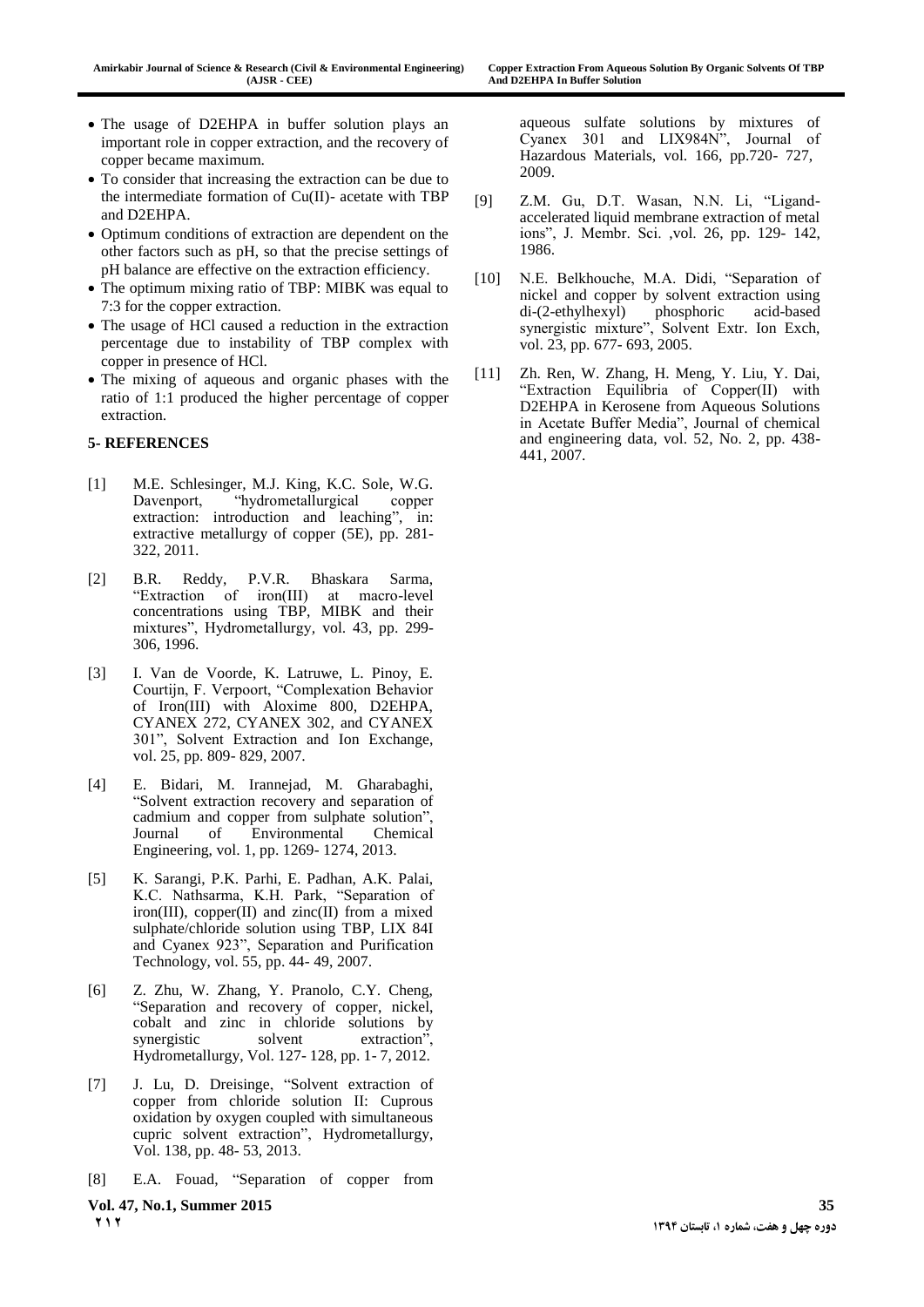- The usage of D2EHPA in buffer solution plays an important role in copper extraction, and the recovery of copper became maximum.
- To consider that increasing the extraction can be due to the intermediate formation of Cu(II)- acetate with TBP and D2EHPA.
- Optimum conditions of extraction are dependent on the other factors such as pH, so that the precise settings of pH balance are effective on the extraction efficiency.
- The optimum mixing ratio of TBP: MIBK was equal to 7:3 for the copper extraction.
- The usage of HCl caused a reduction in the extraction percentage due to instability of TBP complex with copper in presence of HCl.
- The mixing of aqueous and organic phases with the ratio of 1:1 produced the higher percentage of copper extraction.

## 5- REFERENCES

[1] M.E. Schlesinger, M.J. King, K.C. Sole, W.G. Davenport, "hydrometallurgical copper extraction: introduction and leaching", in: extractive metallurgy of copper (5E), pp. 281- 322, 2011.

[2] B.R. Reddy, P.V.R. Bhaskara Sarma, "Extraction of iron(III) at macro-level concentrations using TBP, MIBK and their mixtures", Hydrometallurgy, vol. 43, pp. 299- 306, 1996.

[3] I. Van de Voorde, K. Latruwe, L. Pinoy, E. Courtijn, F. Verpoort, "Complexation Behavior of Iron(III) with Aloxime 800, D2EHPA, CYANEX 272, CYANEX 302, and CYANEX 301", Solvent Extraction and Ion Exchange, vol. 25, pp. 809- 829, 2007.

[4] E. Bidari, M. Irannejad, M. Gharabaghi, "Solvent extraction recovery and separation of cadmium and copper from sulphate solution", Journal of Environmental Chemical Engineering, vol. 1, pp. 1269- 1274, 2013.

[5] K. Sarangi, P.K. Parhi, E. Padhan, A.K. Palai, K.C. Nathsarma, K.H. Park, "Separation of iron(III), copper(II) and zinc(II) from a mixed sulphate/chloride solution using TBP, LIX 84I and Cyanex 923", Separation and Purification Technology, vol. 55, pp. 44- 49, 2007.

[6] Z. Zhu, W. Zhang, Y. Pranolo, C.Y. Cheng, "Separation and recovery of copper, nickel, cobalt and zinc in chloride solutions by synergistic solvent extraction", Hydrometallurgy, Vol. 127- 128, pp. 1- 7, 2012.

[7] J. Lu, D. Dreisinge, "Solvent extraction of copper from chloride solution II: Cuprous oxidation by oxygen coupled with simultaneous cupric solvent extraction", Hydrometallurgy, Vol. 138, pp. 48- 53, 2013.

[8] E.A. Fouad, "Separation of copper from aqueous sulfate solutions by mixtures of Cyanex 301 and LIX984N", Journal of Hazardous Materials, vol. 166, pp.720- 727, 2009.

[9] Z.M. Gu, D.T. Wasan, N.N. Li, "Ligand-accelerated liquid membrane extraction of metal ions", J. Membr. Sci. ,vol. 26, pp. 129- 142, 1986.

[10] N.E. Belkhouche, M.A. Didi, "Separation of nickel and copper by solvent extraction using di-(2-ethylhexyl) phosphoric acid-based synergistic mixture", Solvent Extr. Ion Exch, vol. 23, pp. 677- 693, 2005.

[11] Zh. Ren, W. Zhang, H. Meng, Y. Liu, Y. Dai, "Extraction Equilibria of Copper(II) with D2EHPA in Kerosene from Aqueous Solutions in Acetate Buffer Media", Journal of chemical and engineering data, vol. 52, No. 2, pp. 438- 441, 2007.